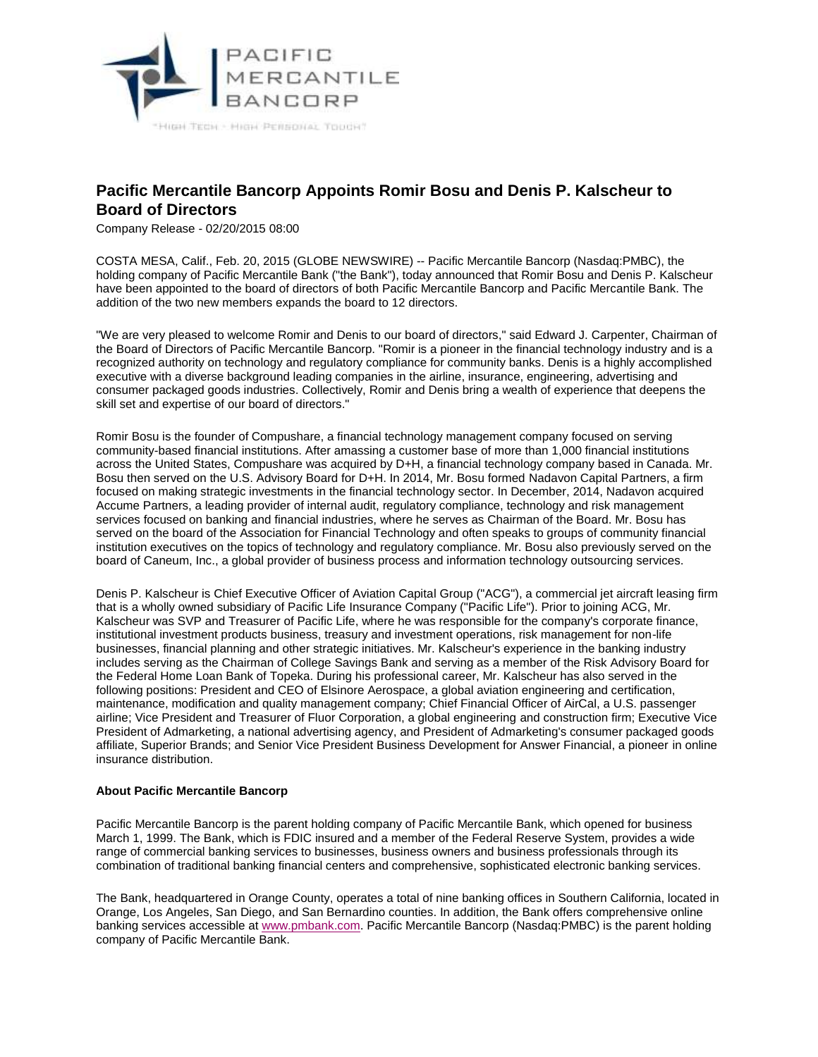# Pacific Mercantile Bancorp Appoints Romir Bosu and Denis P. Kalscheur to Board of Directors

Company Release - 02/20/2015 08:00

COSTA MESA, Calif., Feb. 20, 2015 (GLOBE NEWSWIRE) -- Pacific Mercantile Bancorp (Nasdaq:PMBC), the holding company of Pacific Mercantile Bank ("the Bank"), today announced that Romir Bosu and Denis P. Kalscheur have been appointed to the board of directors of both Pacific Mercantile Bancorp and Pacific Mercantile Bank. The addition of the two new members expands the board to 12 directors.

"We are very pleased to welcome Romir and Denis to our board of directors," said Edward J. Carpenter, Chairman of the Board of Directors of Pacific Mercantile Bancorp. "Romir is a pioneer in the financial technology industry and is a recognized authority on technology and regulatory compliance for community banks. Denis is a highly accomplished executive with a diverse background leading companies in the airline, insurance, engineering, advertising and consumer packaged goods industries. Collectively, Romir and Denis bring a wealth of experience that deepens the skill set and expertise of our board of directors."

Romir Bosu is the founder of Compushare, a financial technology management company focused on serving community-based financial institutions. After amassing a customer base of more than 1,000 financial institutions across the United States, Compushare was acquired by D+H, a financial technology company based in Canada. Mr. Bosu then served on the U.S. Advisory Board for D+H. In 2014, Mr. Bosu formed Nadavon Capital Partners, a firm focused on making strategic investments in the financial technology sector. In December, 2014, Nadavon acquired Accume Partners, a leading provider of internal audit, regulatory compliance, technology and risk management services focused on banking and financial industries, where he serves as Chairman of the Board. Mr. Bosu has served on the board of the Association for Financial Technology and often speaks to groups of community financial institution executives on the topics of technology and regulatory compliance. Mr. Bosu also previously served on the board of Caneum, Inc., a global provider of business process and information technology outsourcing services.

Denis P. Kalscheur is Chief Executive Officer of Aviation Capital Group ("ACG"), a commercial jet aircraft leasing firm that is a wholly owned subsidiary of Pacific Life Insurance Company ("Pacific Life"). Prior to joining ACG, Mr. Kalscheur was SVP and Treasurer of Pacific Life, where he was responsible for the company's corporate finance, institutional investment products business, treasury and investment operations, risk management for non-life businesses, financial planning and other strategic initiatives. Mr. Kalscheur's experience in the banking industry includes serving as the Chairman of College Savings Bank and serving as a member of the Risk Advisory Board for the Federal Home Loan Bank of Topeka. During his professional career, Mr. Kalscheur has also served in the following positions: President and CEO of Elsinore Aerospace, a global aviation engineering and certification, maintenance, modification and quality management company; Chief Financial Officer of AirCal, a U.S. passenger airline; Vice President and Treasurer of Fluor Corporation, a global engineering and construction firm; Executive Vice President of Admarketing, a national advertising agency, and President of Admarketing's consumer packaged goods affiliate, Superior Brands; and Senior Vice President Business Development for Answer Financial, a pioneer in online insurance distribution.

**About Pacific Mercantile Bancorp**

Pacific Mercantile Bancorp is the parent holding company of Pacific Mercantile Bank, which opened for business March 1, 1999. The Bank, which is FDIC insured and a member of the Federal Reserve System, provides a wide range of commercial banking services to businesses, business owners and business professionals through its combination of traditional banking financial centers and comprehensive, sophisticated electronic banking services.

The Bank, headquartered in Orange County, operates a total of nine banking offices in Southern California, located in Orange, Los Angeles, San Diego, and San Bernardino counties. In addition, the Bank offers comprehensive online banking services accessible at www.pmbank.com. Pacific Mercantile Bancorp (Nasdaq:PMBC) is the parent holding company of Pacific Mercantile Bank.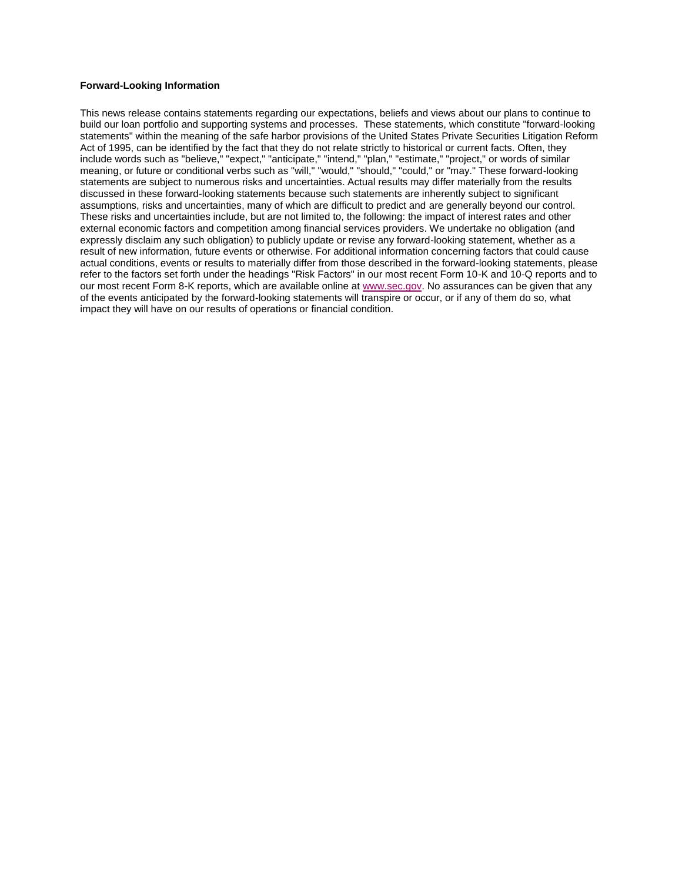**Forward-Looking Information**

This news release contains statements regarding our expectations, beliefs and views about our plans to continue to build our loan portfolio and supporting systems and processes. These statements, which constitute "forward-looking statements" within the meaning of the safe harbor provisions of the United States Private Securities Litigation Reform Act of 1995, can be identified by the fact that they do not relate strictly to historical or current facts. Often, they include words such as "believe," "expect," "anticipate," "intend," "plan," "estimate," "project," or words of similar meaning, or future or conditional verbs such as "will," "would," "should," "could," or "may." These forward-looking statements are subject to numerous risks and uncertainties. Actual results may differ materially from the results discussed in these forward-looking statements because such statements are inherently subject to significant assumptions, risks and uncertainties, many of which are difficult to predict and are generally beyond our control. These risks and uncertainties include, but are not limited to, the following: the impact of interest rates and other external economic factors and competition among financial services providers. We undertake no obligation (and expressly disclaim any such obligation) to publicly update or revise any forward-looking statement, whether as a result of new information, future events or otherwise. For additional information concerning factors that could cause actual conditions, events or results to materially differ from those described in the forward-looking statements, please refer to the factors set forth under the headings "Risk Factors" in our most recent Form 10-K and 10-Q reports and to our most recent Form 8-K reports, which are available online at www.sec.gov. No assurances can be given that any of the events anticipated by the forward-looking statements will transpire or occur, or if any of them do so, what impact they will have on our results of operations or financial condition.